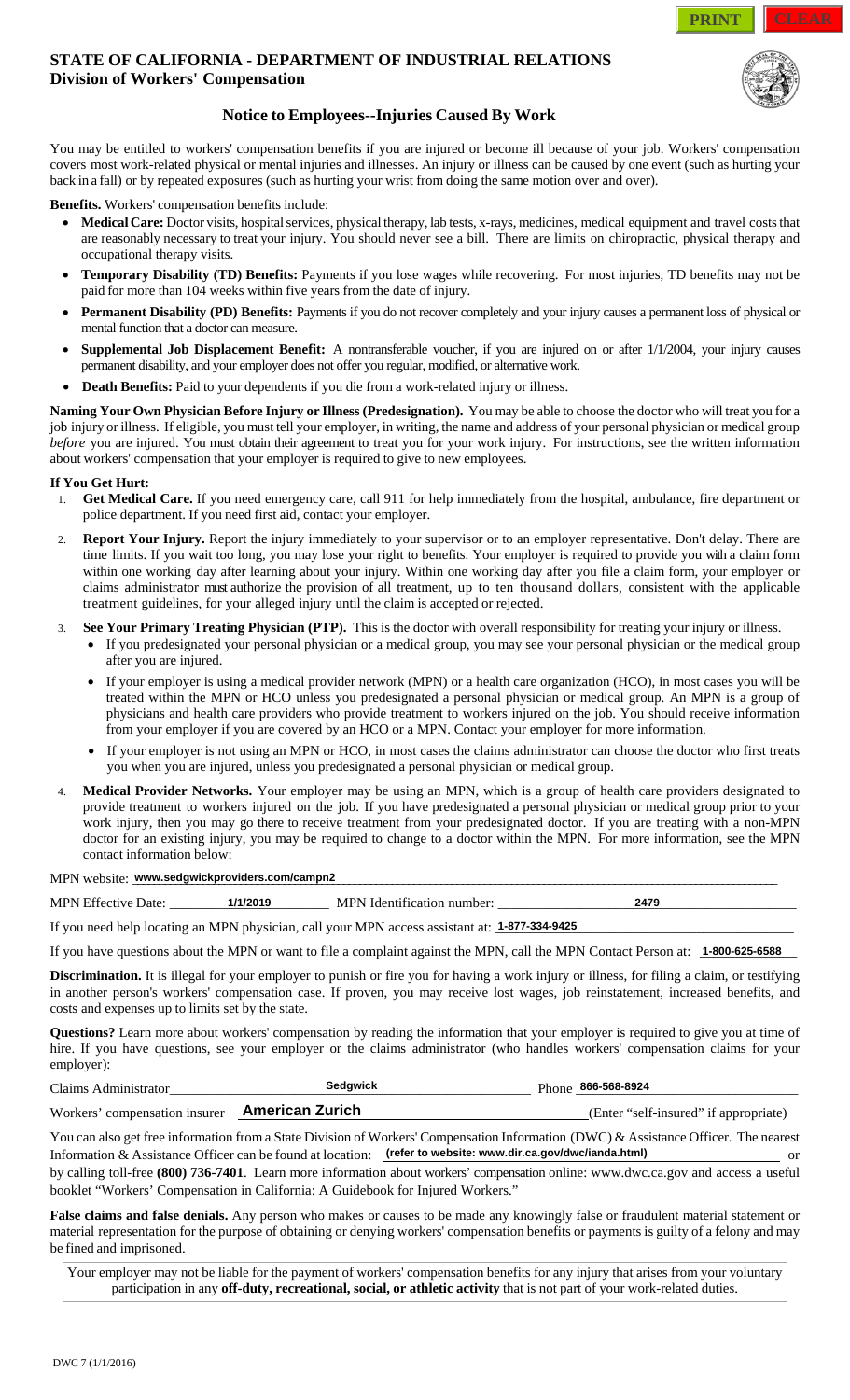PRINT CLEAR

# STATE OF CALIFORNIA - DEPARTMENT OF INDUSTRIAL RELATIONS
## Division of Workers' Compensation

### Notice to Employees--Injuries Caused By Work

You may be entitled to workers' compensation benefits if you are injured or become ill because of your job. Workers' compensation covers most work-related physical or mental injuries and illnesses. An injury or illness can be caused by one event (such as hurting your back in a fall) or by repeated exposures (such as hurting your wrist from doing the same motion over and over).

**Benefits.** Workers' compensation benefits include:

- **Medical Care:** Doctor visits, hospital services, physical therapy, lab tests, x-rays, medicines, medical equipment and travel costs that are reasonably necessary to treat your injury. You should never see a bill. There are limits on chiropractic, physical therapy and occupational therapy visits.
- **Temporary Disability (TD) Benefits:** Payments if you lose wages while recovering. For most injuries, TD benefits may not be paid for more than 104 weeks within five years from the date of injury.
- **Permanent Disability (PD) Benefits:** Payments if you do not recover completely and your injury causes a permanent loss of physical or mental function that a doctor can measure.
- **Supplemental Job Displacement Benefit:** A nontransferable voucher, if you are injured on or after 1/1/2004, your injury causes permanent disability, and your employer does not offer you regular, modified, or alternative work.
- **Death Benefits:** Paid to your dependents if you die from a work-related injury or illness.

**Naming Your Own Physician Before Injury or Illness (Predesignation).** You may be able to choose the doctor who will treat you for a job injury or illness. If eligible, you must tell your employer, in writing, the name and address of your personal physician or medical group *before* you are injured. You must obtain their agreement to treat you for your work injury. For instructions, see the written information about workers' compensation that your employer is required to give to new employees.

**If You Get Hurt:**

1. **Get Medical Care.** If you need emergency care, call 911 for help immediately from the hospital, ambulance, fire department or police department. If you need first aid, contact your employer.
2. **Report Your Injury.** Report the injury immediately to your supervisor or to an employer representative. Don't delay. There are time limits. If you wait too long, you may lose your right to benefits. Your employer is required to provide you with a claim form within one working day after learning about your injury. Within one working day after you file a claim form, your employer or claims administrator must authorize the provision of all treatment, up to ten thousand dollars, consistent with the applicable treatment guidelines, for your alleged injury until the claim is accepted or rejected.
3. **See Your Primary Treating Physician (PTP).** This is the doctor with overall responsibility for treating your injury or illness.
   - If you predesignated your personal physician or a medical group, you may see your personal physician or the medical group after you are injured.
   - If your employer is using a medical provider network (MPN) or a health care organization (HCO), in most cases you will be treated within the MPN or HCO unless you predesignated a personal physician or medical group. An MPN is a group of physicians and health care providers who provide treatment to workers injured on the job. You should receive information from your employer if you are covered by an HCO or a MPN. Contact your employer for more information.
   - If your employer is not using an MPN or HCO, in most cases the claims administrator can choose the doctor who first treats you when you are injured, unless you predesignated a personal physician or medical group.
4. **Medical Provider Networks.** Your employer may be using an MPN, which is a group of health care providers designated to provide treatment to workers injured on the job. If you have predesignated a personal physician or medical group prior to your work injury, then you may go there to receive treatment from your predesignated doctor. If you are treating with a non-MPN doctor for an existing injury, you may be required to change to a doctor within the MPN. For more information, see the MPN contact information below:

MPN website: **www.sedgwickproviders.com/campn2**

MPN Effective Date: **1/1/2019** MPN Identification number: **2479**

If you need help locating an MPN physician, call your MPN access assistant at: **1-877-334-9425**

If you have questions about the MPN or want to file a complaint against the MPN, call the MPN Contact Person at: **1-800-625-6588**

**Discrimination.** It is illegal for your employer to punish or fire you for having a work injury or illness, for filing a claim, or testifying in another person's workers' compensation case. If proven, you may receive lost wages, job reinstatement, increased benefits, and costs and expenses up to limits set by the state.

**Questions?** Learn more about workers' compensation by reading the information that your employer is required to give you at time of hire. If you have questions, see your employer or the claims administrator (who handles workers' compensation claims for your employer):

Claims Administrator **Sedgwick** Phone **866-568-8924**

Workers' compensation insurer **American Zurich** (Enter "self-insured" if appropriate)

You can also get free information from a State Division of Workers' Compensation Information (DWC) & Assistance Officer. The nearest Information & Assistance Officer can be found at location: **(refer to website: www.dir.ca.gov/dwc/iandа.html)** or by calling toll-free **(800) 736-7401**. Learn more information about workers' compensation online: www.dwc.ca.gov and access a useful booklet "Workers' Compensation in California: A Guidebook for Injured Workers."

**False claims and false denials.** Any person who makes or causes to be made any knowingly false or fraudulent material statement or material representation for the purpose of obtaining or denying workers' compensation benefits or payments is guilty of a felony and may be fined and imprisoned.

Your employer may not be liable for the payment of workers' compensation benefits for any injury that arises from your voluntary participation in any **off-duty, recreational, social, or athletic activity** that is not part of your work-related duties.

DWC 7 (1/1/2016)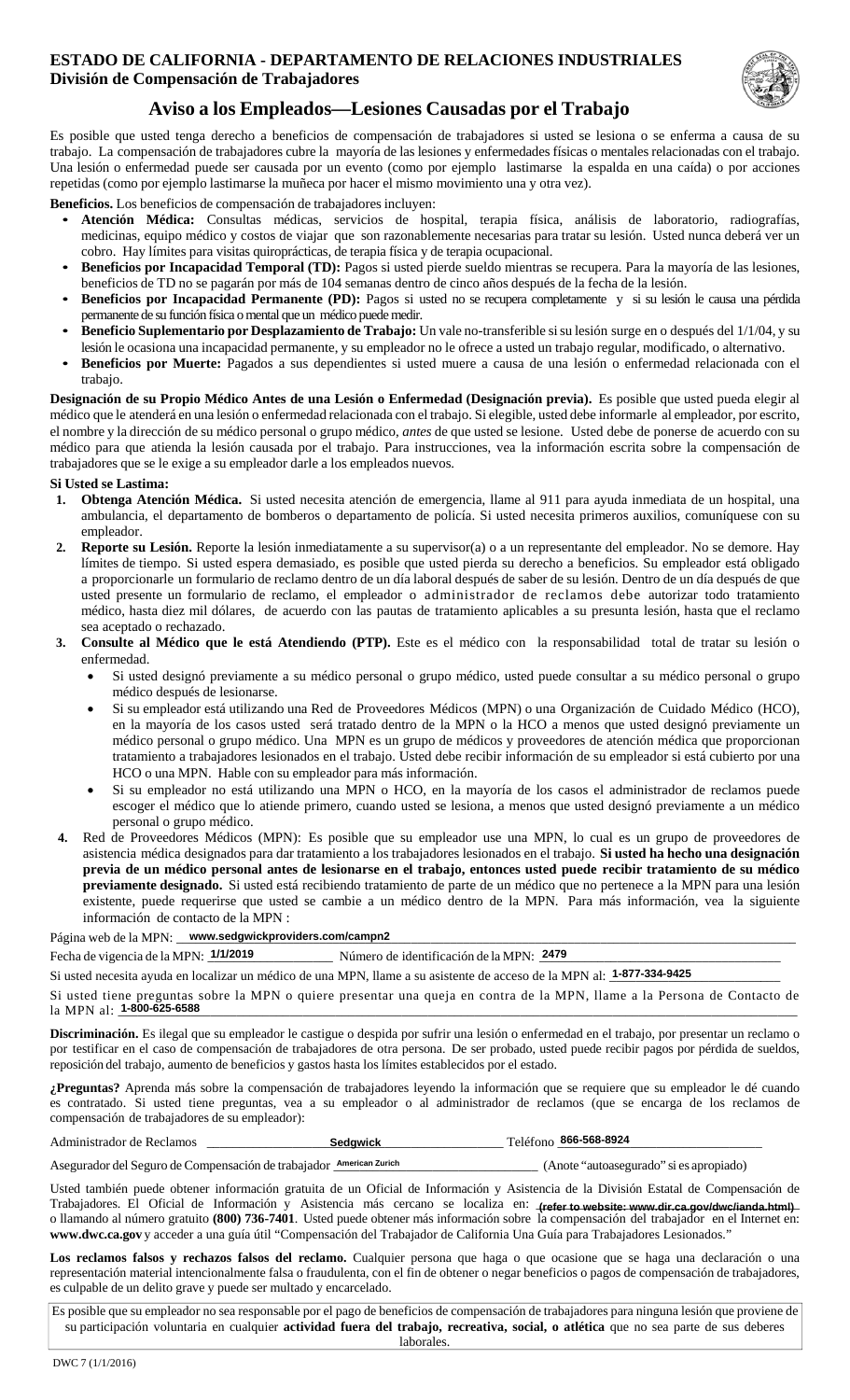**ESTADO DE CALIFORNIA - DEPARTAMENTO DE RELACIONES INDUSTRIALES**
**División de Compensación de Trabajadores**

# Aviso a los Empleados—Lesiones Causadas por el Trabajo

Es posible que usted tenga derecho a beneficios de compensación de trabajadores si usted se lesiona o se enferma a causa de su trabajo. La compensación de trabajadores cubre la mayoría de las lesiones y enfermedades físicas o mentales relacionadas con el trabajo. Una lesión o enfermedad puede ser causada por un evento (como por ejemplo lastimarse la espalda en una caída) o por acciones repetidas (como por ejemplo lastimarse la muñeca por hacer el mismo movimiento una y otra vez).

**Beneficios.** Los beneficios de compensación de trabajadores incluyen:

- **Atención Médica:** Consultas médicas, servicios de hospital, terapia física, análisis de laboratorio, radiografías, medicinas, equipo médico y costos de viajar que son razonablemente necesarias para tratar su lesión. Usted nunca deberá ver un cobro. Hay límites para visitas quiroprácticas, de terapia física y de terapia ocupacional.
- **Beneficios por Incapacidad Temporal (TD):** Pagos si usted pierde sueldo mientras se recupera. Para la mayoría de las lesiones, beneficios de TD no se pagarán por más de 104 semanas dentro de cinco años después de la fecha de la lesión.
- **Beneficios por Incapacidad Permanente (PD):** Pagos si usted no se recupera completamente y si su lesión le causa una pérdida permanente de su función física o mental que un médico puede medir.
- **Beneficio Suplementario por Desplazamiento de Trabajo:** Un vale no-transferible si su lesión surge en o después del 1/1/04, y su lesión le ocasiona una incapacidad permanente, y su empleador no le ofrece a usted un trabajo regular, modificado, o alternativo.
- **Beneficios por Muerte:** Pagados a sus dependientes si usted muere a causa de una lesión o enfermedad relacionada con el trabajo.

**Designación de su Propio Médico Antes de una Lesión o Enfermedad (Designación previa).** Es posible que usted pueda elegir al médico que le atenderá en una lesión o enfermedad relacionada con el trabajo. Si elegible, usted debe informarle al empleador, por escrito, el nombre y la dirección de su médico personal o grupo médico, *antes* de que usted se lesione. Usted debe de ponerse de acuerdo con su médico para que atienda la lesión causada por el trabajo. Para instrucciones, vea la información escrita sobre la compensación de trabajadores que se le exige a su empleador darle a los empleados nuevos.

**Si Usted se Lastima:**

1. **Obtenga Atención Médica.** Si usted necesita atención de emergencia, llame al 911 para ayuda inmediata de un hospital, una ambulancia, el departamento de bomberos o departamento de policía. Si usted necesita primeros auxilios, comuníquese con su empleador.
2. **Reporte su Lesión.** Reporte la lesión inmediatamente a su supervisor(a) o a un representante del empleador. No se demore. Hay límites de tiempo. Si usted espera demasiado, es posible que usted pierda su derecho a beneficios. Su empleador está obligado a proporcionarle un formulario de reclamo dentro de un día laboral después de saber de su lesión. Dentro de un día después de que usted presente un formulario de reclamo, el empleador o administrador de reclamos debe autorizar todo tratamiento médico, hasta diez mil dólares, de acuerdo con las pautas de tratamiento aplicables a su presunta lesión, hasta que el reclamo sea aceptado o rechazado.
3. **Consulte al Médico que le está Atendiendo (PTP).** Este es el médico con la responsabilidad total de tratar su lesión o enfermedad.
   - Si usted designó previamente a su médico personal o grupo médico, usted puede consultar a su médico personal o grupo médico después de lesionarse.
   - Si su empleador está utilizando una Red de Proveedores Médicos (MPN) o una Organización de Cuidado Médico (HCO), en la mayoría de los casos usted será tratado dentro de la MPN o la HCO a menos que usted designó previamente un médico personal o grupo médico. Una MPN es un grupo de médicos y proveedores de atención médica que proporcionan tratamiento a trabajadores lesionados en el trabajo. Usted debe recibir información de su empleador si está cubierto por una HCO o una MPN. Hable con su empleador para más información.
   - Si su empleador no está utilizando una MPN o HCO, en la mayoría de los casos el administrador de reclamos puede escoger el médico que lo atiende primero, cuando usted se lesiona, a menos que usted designó previamente a un médico personal o grupo médico.
4. Red de Proveedores Médicos (MPN): Es posible que su empleador use una MPN, lo cual es un grupo de proveedores de asistencia médica designados para dar tratamiento a los trabajadores lesionados en el trabajo. **Si usted ha hecho una designación previa de un médico personal antes de lesionarse en el trabajo, entonces usted puede recibir tratamiento de su médico previamente designado.** Si usted está recibiendo tratamiento de parte de un médico que no pertenece a la MPN para una lesión existente, puede requerirse que usted se cambie a un médico dentro de la MPN. Para más información, vea la siguiente información de contacto de la MPN :

Página web de la MPN: www.sedgwickproviders.com/campn2

Fecha de vigencia de la MPN: 1/1/2019 Número de identificación de la MPN: 2479

Si usted necesita ayuda en localizar un médico de una MPN, llame a su asistente de acceso de la MPN al: 1-877-334-9425

Si usted tiene preguntas sobre la MPN o quiere presentar una queja en contra de la MPN, llame a la Persona de Contacto de la MPN al: 1-800-625-6588

**Discriminación.** Es ilegal que su empleador le castigue o despida por sufrir una lesión o enfermedad en el trabajo, por presentar un reclamo o por testificar en el caso de compensación de trabajadores de otra persona. De ser probado, usted puede recibir pagos por pérdida de sueldos, reposición del trabajo, aumento de beneficios y gastos hasta los límites establecidos por el estado.

**¿Preguntas?** Aprenda más sobre la compensación de trabajadores leyendo la información que se requiere que su empleador le dé cuando es contratado. Si usted tiene preguntas, vea a su empleador o al administrador de reclamos (que se encarga de los reclamos de compensación de trabajadores de su empleador):

Administrador de Reclamos Sedgwick Teléfono 866-568-8924

Asegurador del Seguro de Compensación de trabajador American Zurich (Anote "autoasegurado" si es apropiado)

Usted también puede obtener información gratuita de un Oficial de Información y Asistencia de la División Estatal de Compensación de Trabajadores. El Oficial de Información y Asistencia más cercano se localiza en: (refer to website: www.dir.ca.gov/dwc/ianda.html) o llamando al número gratuito **(800) 736-7401**. Usted puede obtener más información sobre la compensación del trabajador en el Internet en: **www.dwc.ca.gov** y acceder a una guía útil "Compensación del Trabajador de California Una Guía para Trabajadores Lesionados."

**Los reclamos falsos y rechazos falsos del reclamo.** Cualquier persona que haga o que ocasione que se haga una declaración o una representación material intencionalmente falsa o fraudulenta, con el fin de obtener o negar beneficios o pagos de compensación de trabajadores, es culpable de un delito grave y puede ser multado y encarcelado.

Es posible que su empleador no sea responsable por el pago de beneficios de compensación de trabajadores para ninguna lesión que proviene de su participación voluntaria en cualquier **actividad fuera del trabajo, recreativa, social, o atlética** que no sea parte de sus deberes laborales.

DWC 7 (1/1/2016)